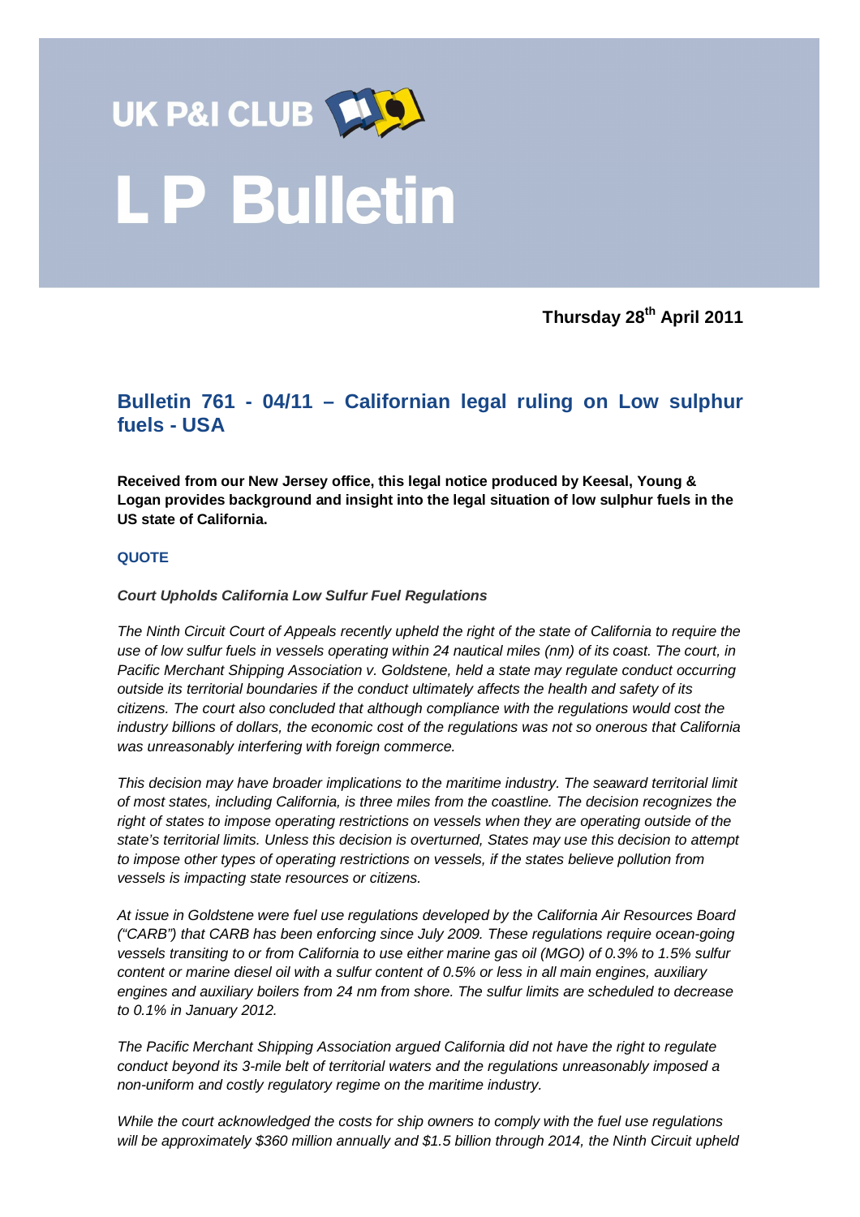# UK P&I CLUB

# LP Bulletin

**Thursday 28th April 2011**

## Bulletin 761 - 04/11 – Californian legal ruling on Low sulphur fuels - USA

**Received from our New Jersey office, this legal notice produced by Keesal, Young & Logan provides background and insight into the legal situation of low sulphur fuels in the US state of California.**

**QUOTE**

***Court Upholds California Low Sulfur Fuel Regulations***

*The Ninth Circuit Court of Appeals recently upheld the right of the state of California to require the use of low sulfur fuels in vessels operating within 24 nautical miles (nm) of its coast. The court, in Pacific Merchant Shipping Association v. Goldstene, held a state may regulate conduct occurring outside its territorial boundaries if the conduct ultimately affects the health and safety of its citizens. The court also concluded that although compliance with the regulations would cost the industry billions of dollars, the economic cost of the regulations was not so onerous that California was unreasonably interfering with foreign commerce.*

*This decision may have broader implications to the maritime industry. The seaward territorial limit of most states, including California, is three miles from the coastline. The decision recognizes the right of states to impose operating restrictions on vessels when they are operating outside of the state's territorial limits. Unless this decision is overturned, States may use this decision to attempt to impose other types of operating restrictions on vessels, if the states believe pollution from vessels is impacting state resources or citizens.*

*At issue in Goldstene were fuel use regulations developed by the California Air Resources Board ("CARB") that CARB has been enforcing since July 2009. These regulations require ocean-going vessels transiting to or from California to use either marine gas oil (MGO) of 0.3% to 1.5% sulfur content or marine diesel oil with a sulfur content of 0.5% or less in all main engines, auxiliary engines and auxiliary boilers from 24 nm from shore. The sulfur limits are scheduled to decrease to 0.1% in January 2012.*

*The Pacific Merchant Shipping Association argued California did not have the right to regulate conduct beyond its 3-mile belt of territorial waters and the regulations unreasonably imposed a non-uniform and costly regulatory regime on the maritime industry.*

*While the court acknowledged the costs for ship owners to comply with the fuel use regulations will be approximately $360 million annually and $1.5 billion through 2014, the Ninth Circuit upheld*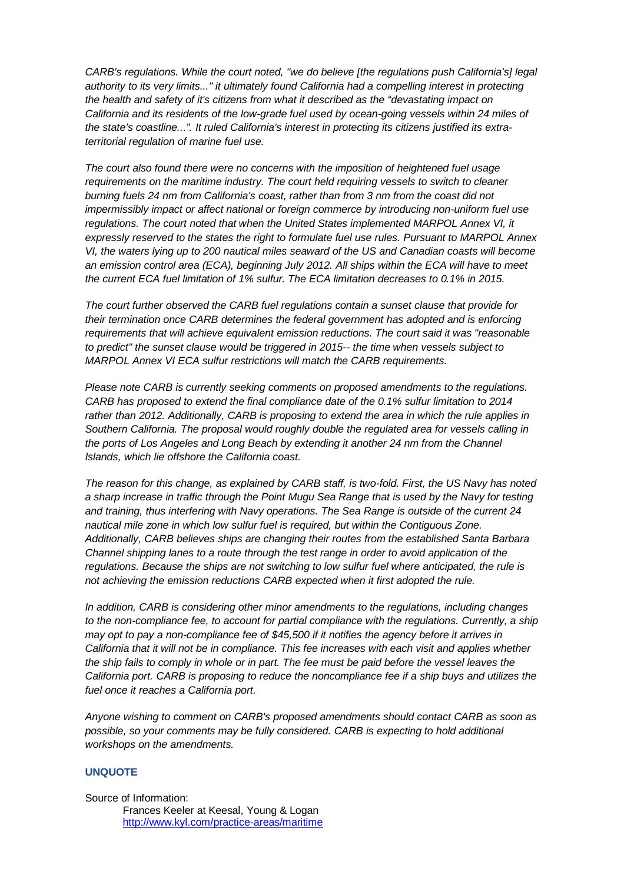*CARB's regulations. While the court noted, "we do believe [the regulations push California's] legal authority to its very limits..." it ultimately found California had a compelling interest in protecting the health and safety of it's citizens from what it described as the "devastating impact on California and its residents of the low-grade fuel used by ocean-going vessels within 24 miles of the state's coastline...". It ruled California's interest in protecting its citizens justified its extra-territorial regulation of marine fuel use.*

*The court also found there were no concerns with the imposition of heightened fuel usage requirements on the maritime industry. The court held requiring vessels to switch to cleaner burning fuels 24 nm from California's coast, rather than from 3 nm from the coast did not impermissibly impact or affect national or foreign commerce by introducing non-uniform fuel use regulations. The court noted that when the United States implemented MARPOL Annex VI, it expressly reserved to the states the right to formulate fuel use rules. Pursuant to MARPOL Annex VI, the waters lying up to 200 nautical miles seaward of the US and Canadian coasts will become an emission control area (ECA), beginning July 2012. All ships within the ECA will have to meet the current ECA fuel limitation of 1% sulfur. The ECA limitation decreases to 0.1% in 2015.*

*The court further observed the CARB fuel regulations contain a sunset clause that provide for their termination once CARB determines the federal government has adopted and is enforcing requirements that will achieve equivalent emission reductions. The court said it was "reasonable to predict" the sunset clause would be triggered in 2015-- the time when vessels subject to MARPOL Annex VI ECA sulfur restrictions will match the CARB requirements.*

*Please note CARB is currently seeking comments on proposed amendments to the regulations. CARB has proposed to extend the final compliance date of the 0.1% sulfur limitation to 2014 rather than 2012. Additionally, CARB is proposing to extend the area in which the rule applies in Southern California. The proposal would roughly double the regulated area for vessels calling in the ports of Los Angeles and Long Beach by extending it another 24 nm from the Channel Islands, which lie offshore the California coast.*

*The reason for this change, as explained by CARB staff, is two-fold. First, the US Navy has noted a sharp increase in traffic through the Point Mugu Sea Range that is used by the Navy for testing and training, thus interfering with Navy operations. The Sea Range is outside of the current 24 nautical mile zone in which low sulfur fuel is required, but within the Contiguous Zone. Additionally, CARB believes ships are changing their routes from the established Santa Barbara Channel shipping lanes to a route through the test range in order to avoid application of the regulations. Because the ships are not switching to low sulfur fuel where anticipated, the rule is not achieving the emission reductions CARB expected when it first adopted the rule.*

*In addition, CARB is considering other minor amendments to the regulations, including changes to the non-compliance fee, to account for partial compliance with the regulations. Currently, a ship may opt to pay a non-compliance fee of $45,500 if it notifies the agency before it arrives in California that it will not be in compliance. This fee increases with each visit and applies whether the ship fails to comply in whole or in part. The fee must be paid before the vessel leaves the California port. CARB is proposing to reduce the noncompliance fee if a ship buys and utilizes the fuel once it reaches a California port.*

*Anyone wishing to comment on CARB's proposed amendments should contact CARB as soon as possible, so your comments may be fully considered. CARB is expecting to hold additional workshops on the amendments.*

**UNQUOTE**

Source of Information:

Frances Keeler at Keesal, Young & Logan
http://www.kyl.com/practice-areas/maritime